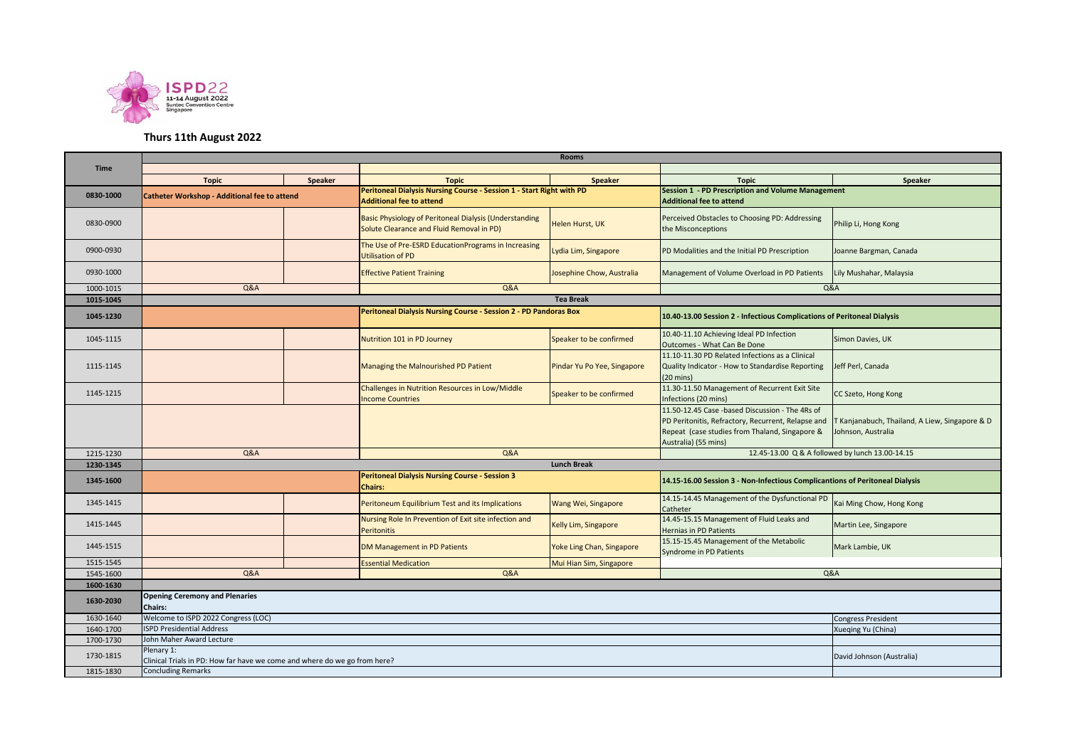ISPD22
11-14 August 2022
Suntec Convention Centre
Singapore

## Thurs 11th August 2022

| Time | Rooms | | | | | |
|---|---|---|---|---|---|---|
| | Topic | Speaker | Topic | Speaker | Topic | Speaker |
| **0830-1000** | **Catheter Workshop - Additional fee to attend** | | **Peritoneal Dialysis Nursing Course - Session 1 - Start Right with PD Additional fee to attend** | | **Session 1 - PD Prescription and Volume Management Additional fee to attend** | |
| 0830-0900 | | | Basic Physiology of Peritoneal Dialysis (Understanding Solute Clearance and Fluid Removal in PD) | Helen Hurst, UK | Perceived Obstacles to Choosing PD: Addressing the Misconceptions | Philip Li, Hong Kong |
| 0900-0930 | | | The Use of Pre-ESRD EducationPrograms in Increasing Utilisation of PD | Lydia Lim, Singapore | PD Modalities and the Initial PD Prescription | Joanne Bargman, Canada |
| 0930-1000 | | | Effective Patient Training | Josephine Chow, Australia | Management of Volume Overload in PD Patients | Lily Mushahar, Malaysia |
| 1000-1015 | Q&A | | Q&A | | Q&A | |
| **1015-1045** | **Tea Break** | | | | | |
| **1045-1230** | | | **Peritoneal Dialysis Nursing Course - Session 2 - PD Pandoras Box** | | **10.40-13.00 Session 2 - Infectious Complications of Peritoneal Dialysis** | |
| 1045-1115 | | | Nutrition 101 in PD Journey | Speaker to be confirmed | 10.40-11.10 Achieving Ideal PD Infection Outcomes - What Can Be Done | Simon Davies, UK |
| 1115-1145 | | | Managing the Malnourished PD Patient | Pindar Yu Po Yee, Singapore | 11.10-11.30 PD Related Infections as a Clinical Quality Indicator - How to Standardise Reporting (20 mins) | Jeff Perl, Canada |
| 1145-1215 | | | Challenges in Nutrition Resources in Low/Middle Income Countries | Speaker to be confirmed | 11.30-11.50 Management of Recurrent Exit Site Infections (20 mins) | CC Szeto, Hong Kong |
| | | | | | 11.50-12.45 Case -based Discussion - The 4Rs of PD Peritonitis, Refractory, Recurrent, Relapse and Repeat (case studies from Thaland, Singapore & Australia) (55 mins) | T Kanjanabuch, Thailand, A Liew, Singapore & D Johnson, Australia |
| 1215-1230 | Q&A | | Q&A | | 12.45-13.00 Q & A followed by lunch 13.00-14.15 | |
| **1230-1345** | **Lunch Break** | | | | | |
| **1345-1600** | | | **Peritoneal Dialysis Nursing Course - Session 3 Chairs:** | | **14.15-16.00 Session 3 - Non-Infectious Complicantions of Peritoneal Dialysis** | |
| 1345-1415 | | | Peritoneum Equilibrium Test and its Implications | Wang Wei, Singapore | 14.15-14.45 Management of the Dysfunctional PD Catheter | Kai Ming Chow, Hong Kong |
| 1415-1445 | | | Nursing Role In Prevention of Exit site infection and Peritonitis | Kelly Lim, Singapore | 14.45-15.15 Management of Fluid Leaks and Hernias in PD Patients | Martin Lee, Singapore |
| 1445-1515 | | | DM Management in PD Patients | Yoke Ling Chan, Singapore | 15.15-15.45 Management of the Metabolic Syndrome in PD Patients | Mark Lambie, UK |
| 1515-1545 | | | Essential Medication | Mui Hian Sim, Singapore | | |
| 1545-1600 | Q&A | | Q&A | | Q&A | |
| **1600-1630** | | | | | | |
| **1630-2030** | **Opening Ceremony and Plenaries Chairs:** | | | | | |
| 1630-1640 | Welcome to ISPD 2022 Congress (LOC) | | | | | Congress President |
| 1640-1700 | ISPD Presidential Address | | | | | Xueqing Yu (China) |
| 1700-1730 | John Maher Award Lecture | | | | | |
| 1730-1815 | Plenary 1: Clinical Trials in PD: How far have we come and where do we go from here? | | | | | David Johnson (Australia) |
| 1815-1830 | Concluding Remarks | | | | | |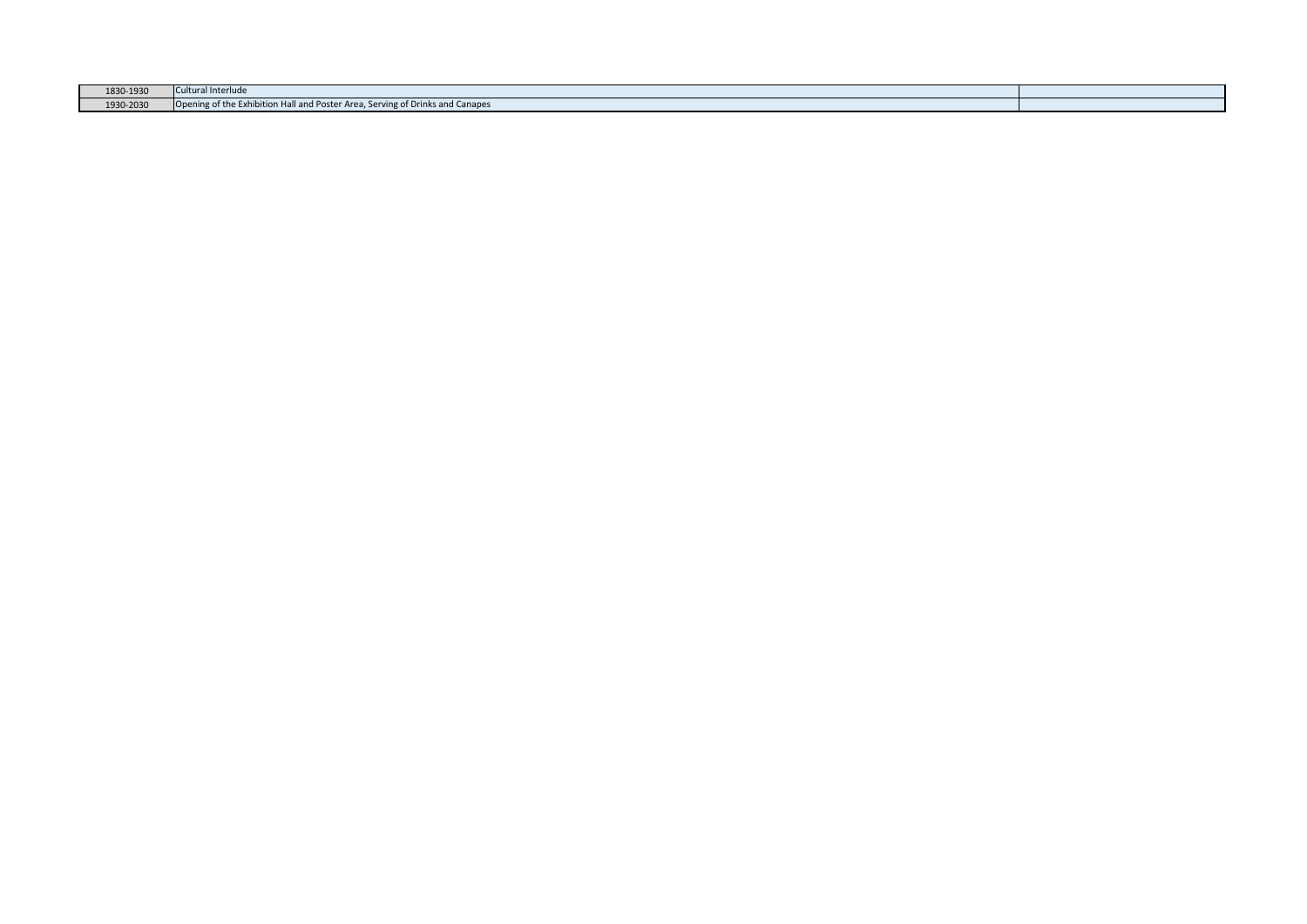| | | |
|---|---|---|
| 1830-1930 | Cultural Interlude | |
| 1930-2030 | Opening of the Exhibition Hall and Poster Area, Serving of Drinks and Canapes | |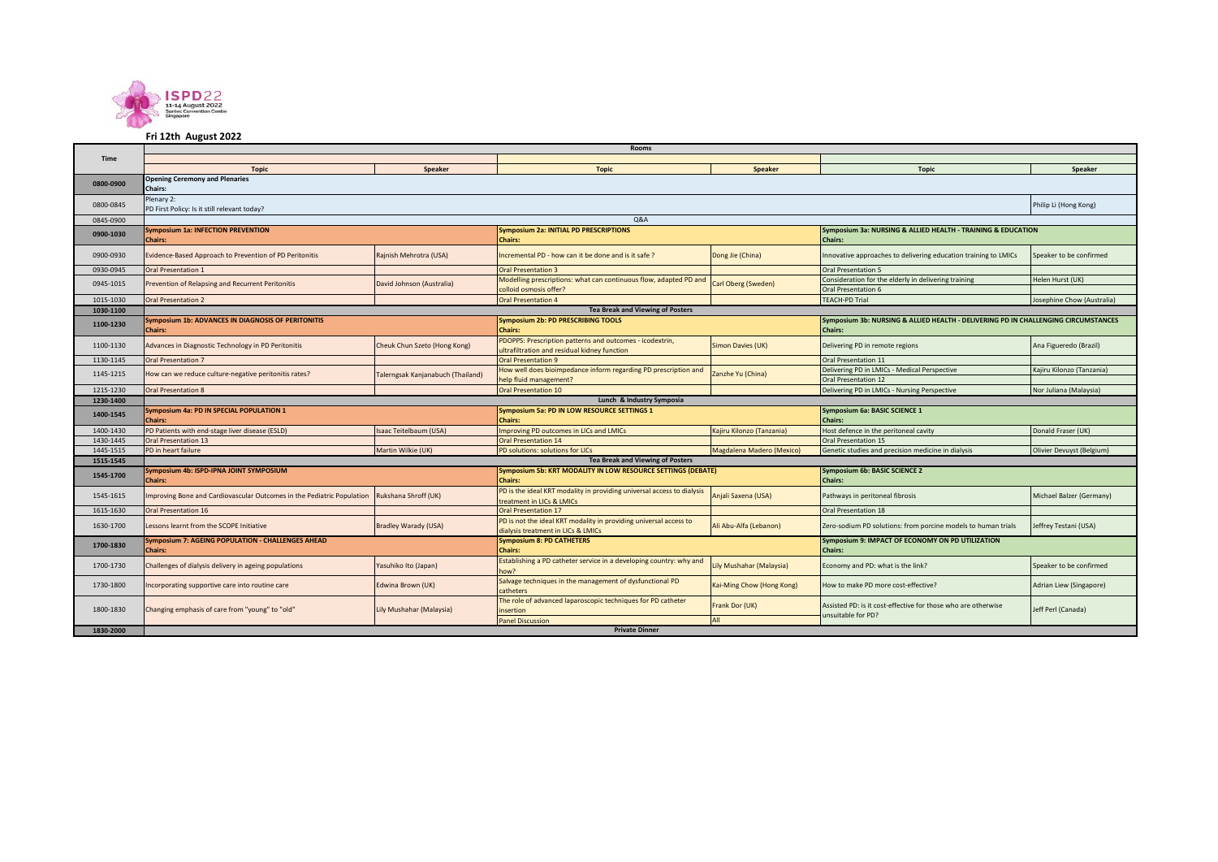## Fri 12th August 2022

| Time | Rooms | | | | | |
|---|---|---|---|---|---|---|
| | Topic | Speaker | Topic | Speaker | Topic | Speaker |
| 0800-0900 | **Opening Ceremony and Plenaries**<br>**Chairs:** | | | | | |
| 0800-0845 | Plenary 2:<br>PD First Policy: Is it still relevant today? | | | | | Philip Li (Hong Kong) |
| 0845-0900 | Q&A | | | | | |
| 0900-1030 | **Symposium 1a: INFECTION PREVENTION**<br>**Chairs:** | | **Symposium 2a: INITIAL PD PRESCRIPTIONS**<br>**Chairs:** | | **Symposium 3a: NURSING & ALLIED HEALTH - TRAINING & EDUCATION**<br>**Chairs:** | |
| 0900-0930 | Evidence-Based Approach to Prevention of PD Peritonitis | Rajnish Mehrotra (USA) | Incremental PD - how can it be done and is it safe ? | Dong Jie (China) | Innovative approaches to delivering education training to LMICs | Speaker to be confirmed |
| 0930-0945 | Oral Presentation 1 | | Oral Presentation 3 | | Oral Presentation 5 | |
| 0945-1015 | Prevention of Relapsing and Recurrent Peritonitis | David Johnson (Australia) | Modelling prescriptions: what can continuous flow, adapted PD and colloid osmosis offer? | Carl Oberg (Sweden) | Consideration for the elderly in delivering training<br>Oral Presentation 6 | Helen Hurst (UK) |
| 1015-1030 | Oral Presentation 2 | | Oral Presentation 4 | | TEACH-PD Trial | Josephine Chow (Australia) |
| 1030-1100 | **Tea Break and Viewing of Posters** | | | | | |
| 1100-1230 | **Symposium 1b: ADVANCES IN DIAGNOSIS OF PERITONITIS**<br>**Chairs:** | | **Symposium 2b: PD PRESCRIBING TOOLS**<br>**Chairs:** | | **Symposium 3b: NURSING & ALLIED HEALTH - DELIVERING PD IN CHALLENGING CIRCUMSTANCES**<br>**Chairs:** | |
| 1100-1130 | Advances in Diagnostic Technology in PD Peritonitis | Cheuk Chun Szeto (Hong Kong) | PDOPPS: Prescription patterns and outcomes - icodextrin, ultrafiltration and residual kidney function | Simon Davies (UK) | Delivering PD in remote regions | Ana Figueredo (Brazil) |
| 1130-1145 | Oral Presentation 7 | | Oral Presentation 9 | | Oral Presentation 11 | |
| 1145-1215 | How can we reduce culture-negative peritonitis rates? | Talerngsak Kanjanabuch (Thailand) | How well does bioimpedance inform regarding PD prescription and help fluid management? | Zanzhe Yu (China) | Delivering PD in LMICs - Medical Perspective<br>Oral Presentation 12 | Kajiru Kilonzo (Tanzania) |
| 1215-1230 | Oral Presentation 8 | | Oral Presentation 10 | | Delivering PD in LMICs - Nursing Perspective | Nor Juliana (Malaysia) |
| 1230-1400 | **Lunch & Industry Symposia** | | | | | |
| 1400-1545 | **Symposium 4a: PD IN SPECIAL POPULATION 1**<br>**Chairs:** | | **Symposium 5a: PD IN LOW RESOURCE SETTINGS 1**<br>**Chairs:** | | **Symposium 6a: BASIC SCIENCE 1**<br>**Chairs:** | |
| 1400-1430 | PD Patients with end-stage liver disease (ESLD) | Isaac Teitelbaum (USA) | Improving PD outcomes in LICs and LMICs | Kajiru Kilonzo (Tanzania) | Host defence in the peritoneal cavity | Donald Fraser (UK) |
| 1430-1445 | Oral Presentation 13 | | Oral Presentation 14 | | Oral Presentation 15 | |
| 1445-1515 | PD in heart failure | Martin Wilkie (UK) | PD solutions: solutions for LICs | Magdalena Madero (Mexico) | Genetic studies and precision medicine in dialysis | Olivier Devuyst (Belgium) |
| 1515-1545 | **Tea Break and Viewing of Posters** | | | | | |
| 1545-1700 | **Symposium 4b: ISPD-IPNA JOINT SYMPOSIUM**<br>**Chairs:** | | **Symposium 5b: KRT MODALITY IN LOW RESOURCE SETTINGS (DEBATE)**<br>**Chairs:** | | **Symposium 6b: BASIC SCIENCE 2**<br>**Chairs:** | |
| 1545-1615 | Improving Bone and Cardiovascular Outcomes in the Pediatric Population | Rukshana Shroff (UK) | PD is the ideal KRT modality in providing universal access to dialysis treatment in LICs & LMICs | Anjali Saxena (USA) | Pathways in peritoneal fibrosis | Michael Balzer (Germany) |
| 1615-1630 | Oral Presentation 16 | | Oral Presentation 17 | | Oral Presentation 18 | |
| 1630-1700 | Lessons learnt from the SCOPE Initiative | Bradley Warady (USA) | PD is not the ideal KRT modality in providing universal access to dialysis treatment in LICs & LMICs | Ali Abu-Alfa (Lebanon) | Zero-sodium PD solutions: from porcine models to human trials | Jeffrey Testani (USA) |
| 1700-1830 | **Symposium 7: AGEING POPULATION - CHALLENGES AHEAD**<br>**Chairs:** | | **Symposium 8: PD CATHETERS**<br>**Chairs:** | | **Symposium 9: IMPACT OF ECONOMY ON PD UTILIZATION**<br>**Chairs:** | |
| 1700-1730 | Challenges of dialysis delivery in ageing populations | Yasuhiko Ito (Japan) | Establishing a PD catheter service in a developing country: why and how? | Lily Mushahar (Malaysia) | Economy and PD: what is the link? | Speaker to be confirmed |
| 1730-1800 | Incorporating supportive care into routine care | Edwina Brown (UK) | Salvage techniques in the management of dysfunctional PD catheters | Kai-Ming Chow (Hong Kong) | How to make PD more cost-effective? | Adrian Liew (Singapore) |
| 1800-1830 | Changing emphasis of care from "young" to "old" | Lily Mushahar (Malaysia) | The role of advanced laparoscopic techniques for PD catheter insertion<br>Panel Discussion | Frank Dor (UK)<br>All | Assisted PD: is it cost-effective for those who are otherwise unsuitable for PD? | Jeff Perl (Canada) |
| 1830-2000 | **Private Dinner** | | | | | |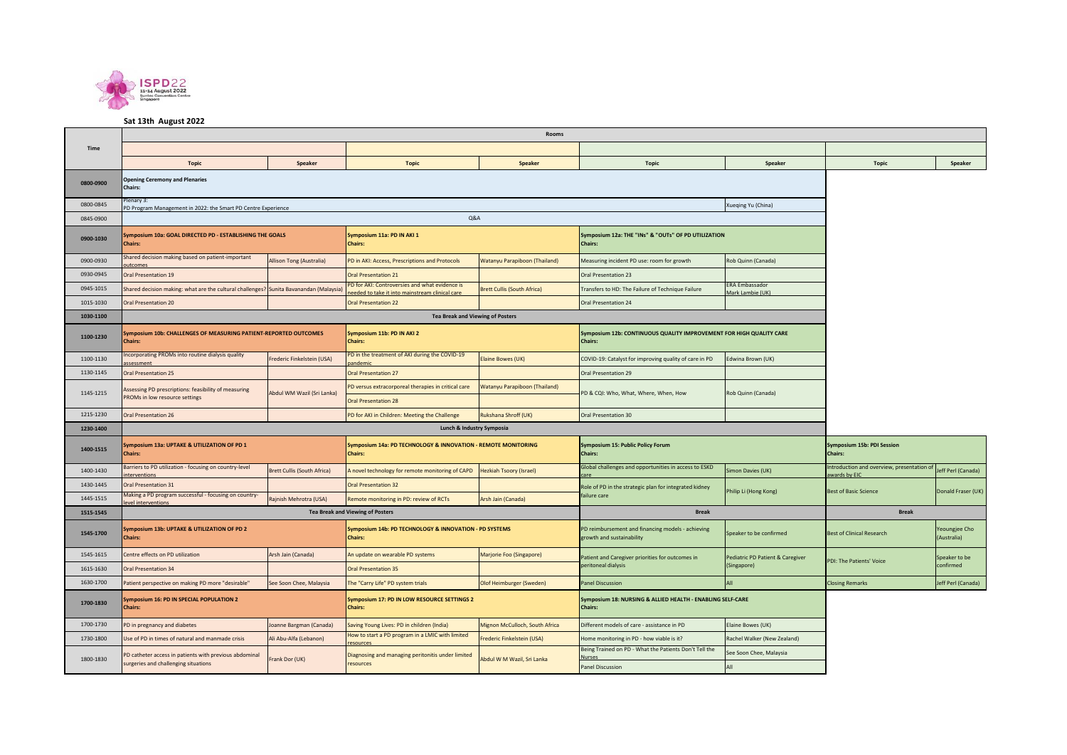ISPD22 11-14 August 2022 Suntec Convention Centre Singapore

## Sat 13th August 2022

| Time | Topic | Speaker | Topic | Speaker | Topic | Speaker | Topic | Speaker |
|---|---|---|---|---|---|---|---|---|
| 0800-0900 | **Opening Ceremony and Plenaries** **Chairs:** | | | | | | | |
| 0800-0845 | Plenary 3: PD Program Management in 2022: the Smart PD Centre Experience | | | | | Xueqing Yu (China) | | |
| 0845-0900 | Q&A | | | | | | | |
| 0900-1030 | **Symposium 10a: GOAL DIRECTED PD - ESTABLISHING THE GOALS** **Chairs:** | | **Symposium 11a: PD IN AKI 1** **Chairs:** | | **Symposium 12a: THE "INs" & "OUTs" OF PD UTILIZATION** **Chairs:** | | | |
| 0900-0930 | Shared decision making based on patient-important outcomes | Allison Tong (Australia) | PD in AKI: Access, Prescriptions and Protocols | Watanyu Parapiboon (Thailand) | Measuring incident PD use: room for growth | Rob Quinn (Canada) | | |
| 0930-0945 | Oral Presentation 19 | | Oral Presentation 21 | | Oral Presentation 23 | | | |
| 0945-1015 | Shared decision making: what are the cultural challenges? | Sunita Bavanandan (Malaysia) | PD for AKI: Controversies and what evidence is needed to take it into mainstream clinical care | Brett Cullis (South Africa) | Transfers to HD: The Failure of Technique Failure | ERA Embassador Mark Lambie (UK) | | |
| 1015-1030 | Oral Presentation 20 | | Oral Presentation 22 | | Oral Presentation 24 | | | |
| 1030-1100 | Tea Break and Viewing of Posters | | | | | | | |
| 1100-1230 | **Symposium 10b: CHALLENGES OF MEASURING PATIENT-REPORTED OUTCOMES** **Chairs:** | | **Symposium 11b: PD IN AKI 2** **Chairs:** | | **Symposium 12b: CONTINUOUS QUALITY IMPROVEMENT FOR HIGH QUALITY CARE** **Chairs:** | | | |
| 1100-1130 | Incorporating PROMs into routine dialysis quality assessment | Frederic Finkelstein (USA) | PD in the treatment of AKI during the COVID-19 pandemic | Elaine Bowes (UK) | COVID-19: Catalyst for improving quality of care in PD | Edwina Brown (UK) | | |
| 1130-1145 | Oral Presentation 25 | | Oral Presentation 27 | | Oral Presentation 29 | | | |
| 1145-1215 | Assessing PD prescriptions: feasibility of measuring PROMs in low resource settings | Abdul WM Wazil (Sri Lanka) | PD versus extracorporeal therapies in critical care | Watanyu Parapiboon (Thailand) | PD & CQI: Who, What, Where, When, How | Rob Quinn (Canada) | | |
| | | | Oral Presentation 28 | | | | | |
| 1215-1230 | Oral Presentation 26 | | PD for AKI in Children: Meeting the Challenge | Rukshana Shroff (UK) | Oral Presentation 30 | | | |
| 1230-1400 | Lunch & Industry Symposia | | | | | | | |
| 1400-1515 | **Symposium 13a: UPTAKE & UTILIZATION OF PD 1** **Chairs:** | | **Symposium 14a: PD TECHNOLOGY & INNOVATION - REMOTE MONITORING** **Chairs:** | | **Symposium 15: Public Policy Forum** **Chairs:** | | **Symposium 15b: PDI Session** **Chairs:** | |
| 1400-1430 | Barriers to PD utilization - focusing on country-level interventions | Brett Cullis (South Africa) | A novel technology for remote monitoring of CAPD | Hezkiah Tsoory (Israel) | Global challenges and opportunities in access to ESKD care | Simon Davies (UK) | Introduction and overview, presentation of awards by EIC | Jeff Perl (Canada) |
| 1430-1445 | Oral Presentation 31 | | Oral Presentation 32 | | Role of PD in the strategic plan for integrated kidney failure care | Philip Li (Hong Kong) | Best of Basic Science | Donald Fraser (UK) |
| 1445-1515 | Making a PD program successful - focusing on country-level interventions | Rajnish Mehrotra (USA) | Remote monitoring in PD: review of RCTs | Arsh Jain (Canada) | | | | |
| 1515-1545 | Tea Break and Viewing of Posters | | | | Break | | Break | |
| 1545-1700 | **Symposium 13b: UPTAKE & UTILIZATION OF PD 2** **Chairs:** | | **Symposium 14b: PD TECHNOLOGY & INNOVATION - PD SYSTEMS** **Chairs:** | | PD reimbursement and financing models - achieving growth and sustainability | Speaker to be confirmed | Best of Clinical Research | Yeoungjee Cho (Australia) |
| 1545-1615 | Centre effects on PD utilization | Arsh Jain (Canada) | An update on wearable PD systems | Marjorie Foo (Singapore) | Patient and Caregiver priorities for outcomes in peritoneal dialysis | Pediatric PD Patient & Caregiver (Singapore) | PDI: The Patients' Voice | Speaker to be confirmed |
| 1615-1630 | Oral Presentation 34 | | Oral Presentation 35 | | | | | |
| 1630-1700 | Patient perspective on making PD more "desirable" | See Soon Chee, Malaysia | The "Carry Life" PD system trials | Olof Heimburger (Sweden) | Panel Discussion | All | Closing Remarks | Jeff Perl (Canada) |
| 1700-1830 | **Symposium 16: PD IN SPECIAL POPULATION 2** **Chairs:** | | **Symposium 17: PD IN LOW RESOURCE SETTINGS 2** **Chairs:** | | **Symposium 18: NURSING & ALLIED HEALTH - ENABLING SELF-CARE** **Chairs:** | | | |
| 1700-1730 | PD in pregnancy and diabetes | Joanne Bargman (Canada) | Saving Young Lives: PD in children (India) | Mignon McCulloch, South Africa | Different models of care - assistance in PD | Elaine Bowes (UK) | | |
| 1730-1800 | Use of PD in times of natural and manmade crisis | Ali Abu-Alfa (Lebanon) | How to start a PD program in a LMIC with limited resources | Frederic Finkelstein (USA) | Home monitoring in PD - how viable is it? | Rachel Walker (New Zealand) | | |
| 1800-1830 | PD catheter access in patients with previous abdominal surgeries and challenging situations | Frank Dor (UK) | Diagnosing and managing peritonitis under limited resources | Abdul W M Wazil, Sri Lanka | Being Trained on PD - What the Patients Don't Tell the Nurses | See Soon Chee, Malaysia | | |
| | | | | | Panel Discussion | All | | |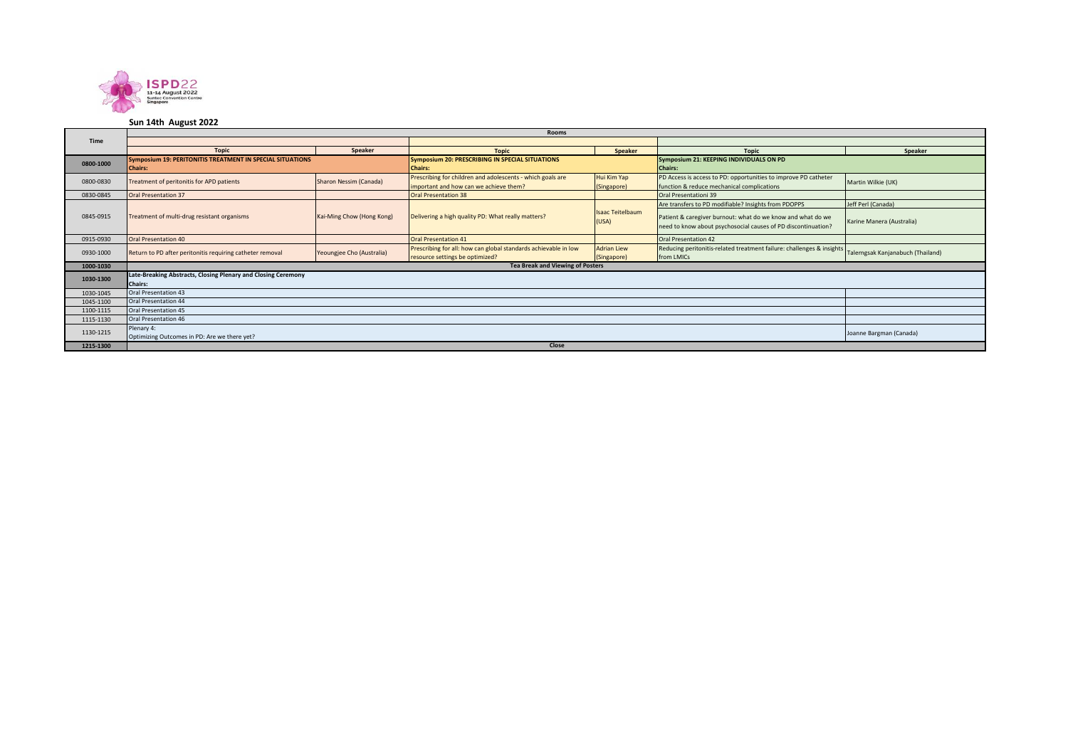ISPD22
11-14 August 2022
Suntec Convention Centre
Singapore

## Sun 14th August 2022

| Time | Rooms | | | | | |
|---|---|---|---|---|---|---|
| | Topic | Speaker | Topic | Speaker | Topic | Speaker |
| **0800-1000** | **Symposium 19: PERITONITIS TREATMENT IN SPECIAL SITUATIONS** **Chairs:** | | **Symposium 20: PRESCRIBING IN SPECIAL SITUATIONS** **Chairs:** | | **Symposium 21: KEEPING INDIVIDUALS ON PD** **Chairs:** | |
| 0800-0830 | Treatment of peritonitis for APD patients | Sharon Nessim (Canada) | Prescribing for children and adolescents - which goals are important and how can we achieve them? | Hui Kim Yap (Singapore) | PD Access is access to PD: opportunities to improve PD catheter function & reduce mechanical complications | Martin Wilkie (UK) |
| 0830-0845 | Oral Presentation 37 | | Oral Presentation 38 | | Oral Presentationi 39 | |
| 0845-0915 | Treatment of multi-drug resistant organisms | Kai-Ming Chow (Hong Kong) | Delivering a high quality PD: What really matters? | Isaac Teitelbaum (USA) | Are transfers to PD modifiable? Insights from PDOPPS | Jeff Perl (Canada) |
| | | | | | Patient & caregiver burnout: what do we know and what do we need to know about psychosocial causes of PD discontinuation? | Karine Manera (Australia) |
| 0915-0930 | Oral Presentation 40 | | Oral Presentation 41 | | Oral Presentation 42 | |
| 0930-1000 | Return to PD after peritonitis requiring catheter removal | Yeoungjee Cho (Australia) | Prescribing for all: how can global standards achievable in low resource settings be optimized? | Adrian Liew (Singapore) | Reducing peritonitis-related treatment failure: challenges & insights from LMICs | Talerngsak Kanjanabuch (Thailand) |
| **1000-1030** | **Tea Break and Viewing of Posters** | | | | | |
| **1030-1300** | **Late-Breaking Abstracts, Closing Plenary and Closing Ceremony** **Chairs:** | | | | | |
| 1030-1045 | Oral Presentation 43 | | | | | |
| 1045-1100 | Oral Presentation 44 | | | | | |
| 1100-1115 | Oral Presentation 45 | | | | | |
| 1115-1130 | Oral Presentation 46 | | | | | |
| 1130-1215 | Plenary 4: Optimizing Outcomes in PD: Are we there yet? | | | | | Joanne Bargman (Canada) |
| **1215-1300** | **Close** | | | | | |